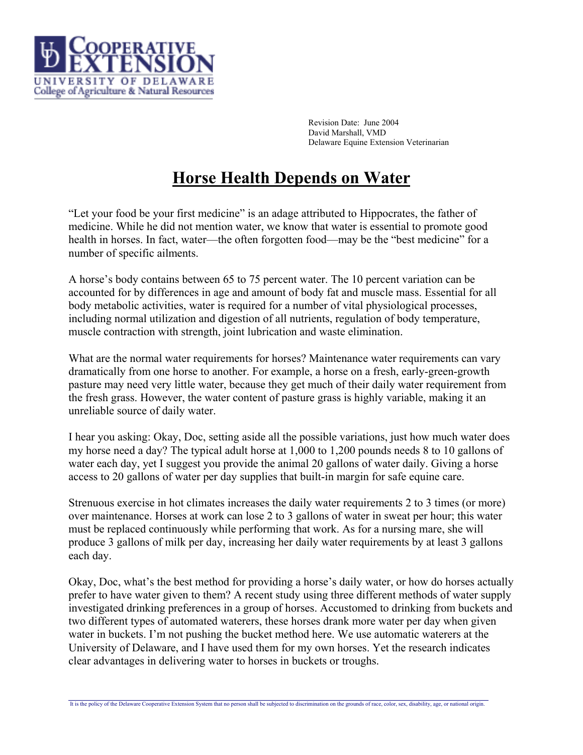Revision Date: June 2004
David Marshall, VMD
Delaware Equine Extension Veterinarian

# Horse Health Depends on Water

"Let your food be your first medicine" is an adage attributed to Hippocrates, the father of medicine. While he did not mention water, we know that water is essential to promote good health in horses. In fact, water—the often forgotten food—may be the "best medicine" for a number of specific ailments.

A horse's body contains between 65 to 75 percent water. The 10 percent variation can be accounted for by differences in age and amount of body fat and muscle mass. Essential for all body metabolic activities, water is required for a number of vital physiological processes, including normal utilization and digestion of all nutrients, regulation of body temperature, muscle contraction with strength, joint lubrication and waste elimination.

What are the normal water requirements for horses? Maintenance water requirements can vary dramatically from one horse to another. For example, a horse on a fresh, early-green-growth pasture may need very little water, because they get much of their daily water requirement from the fresh grass. However, the water content of pasture grass is highly variable, making it an unreliable source of daily water.

I hear you asking: Okay, Doc, setting aside all the possible variations, just how much water does my horse need a day? The typical adult horse at 1,000 to 1,200 pounds needs 8 to 10 gallons of water each day, yet I suggest you provide the animal 20 gallons of water daily. Giving a horse access to 20 gallons of water per day supplies that built-in margin for safe equine care.

Strenuous exercise in hot climates increases the daily water requirements 2 to 3 times (or more) over maintenance. Horses at work can lose 2 to 3 gallons of water in sweat per hour; this water must be replaced continuously while performing that work. As for a nursing mare, she will produce 3 gallons of milk per day, increasing her daily water requirements by at least 3 gallons each day.

Okay, Doc, what's the best method for providing a horse's daily water, or how do horses actually prefer to have water given to them? A recent study using three different methods of water supply investigated drinking preferences in a group of horses. Accustomed to drinking from buckets and two different types of automated waterers, these horses drank more water per day when given water in buckets. I'm not pushing the bucket method here. We use automatic waterers at the University of Delaware, and I have used them for my own horses. Yet the research indicates clear advantages in delivering water to horses in buckets or troughs.

It is the policy of the Delaware Cooperative Extension System that no person shall be subjected to discrimination on the grounds of race, color, sex, disability, age, or national origin.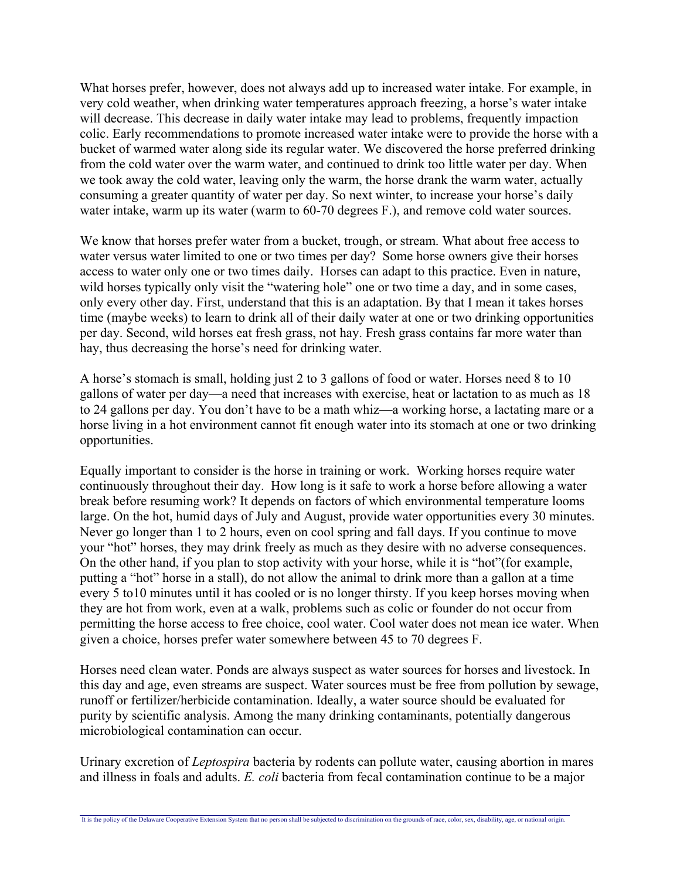What horses prefer, however, does not always add up to increased water intake. For example, in very cold weather, when drinking water temperatures approach freezing, a horse's water intake will decrease. This decrease in daily water intake may lead to problems, frequently impaction colic. Early recommendations to promote increased water intake were to provide the horse with a bucket of warmed water along side its regular water. We discovered the horse preferred drinking from the cold water over the warm water, and continued to drink too little water per day. When we took away the cold water, leaving only the warm, the horse drank the warm water, actually consuming a greater quantity of water per day. So next winter, to increase your horse's daily water intake, warm up its water (warm to 60-70 degrees F.), and remove cold water sources.

We know that horses prefer water from a bucket, trough, or stream. What about free access to water versus water limited to one or two times per day? Some horse owners give their horses access to water only one or two times daily. Horses can adapt to this practice. Even in nature, wild horses typically only visit the "watering hole" one or two time a day, and in some cases, only every other day. First, understand that this is an adaptation. By that I mean it takes horses time (maybe weeks) to learn to drink all of their daily water at one or two drinking opportunities per day. Second, wild horses eat fresh grass, not hay. Fresh grass contains far more water than hay, thus decreasing the horse's need for drinking water.

A horse's stomach is small, holding just 2 to 3 gallons of food or water. Horses need 8 to 10 gallons of water per day—a need that increases with exercise, heat or lactation to as much as 18 to 24 gallons per day. You don't have to be a math whiz—a working horse, a lactating mare or a horse living in a hot environment cannot fit enough water into its stomach at one or two drinking opportunities.

Equally important to consider is the horse in training or work. Working horses require water continuously throughout their day. How long is it safe to work a horse before allowing a water break before resuming work? It depends on factors of which environmental temperature looms large. On the hot, humid days of July and August, provide water opportunities every 30 minutes. Never go longer than 1 to 2 hours, even on cool spring and fall days. If you continue to move your "hot" horses, they may drink freely as much as they desire with no adverse consequences. On the other hand, if you plan to stop activity with your horse, while it is "hot"(for example, putting a "hot" horse in a stall), do not allow the animal to drink more than a gallon at a time every 5 to10 minutes until it has cooled or is no longer thirsty. If you keep horses moving when they are hot from work, even at a walk, problems such as colic or founder do not occur from permitting the horse access to free choice, cool water. Cool water does not mean ice water. When given a choice, horses prefer water somewhere between 45 to 70 degrees F.

Horses need clean water. Ponds are always suspect as water sources for horses and livestock. In this day and age, even streams are suspect. Water sources must be free from pollution by sewage, runoff or fertilizer/herbicide contamination. Ideally, a water source should be evaluated for purity by scientific analysis. Among the many drinking contaminants, potentially dangerous microbiological contamination can occur.

Urinary excretion of *Leptospira* bacteria by rodents can pollute water, causing abortion in mares and illness in foals and adults. *E. coli* bacteria from fecal contamination continue to be a major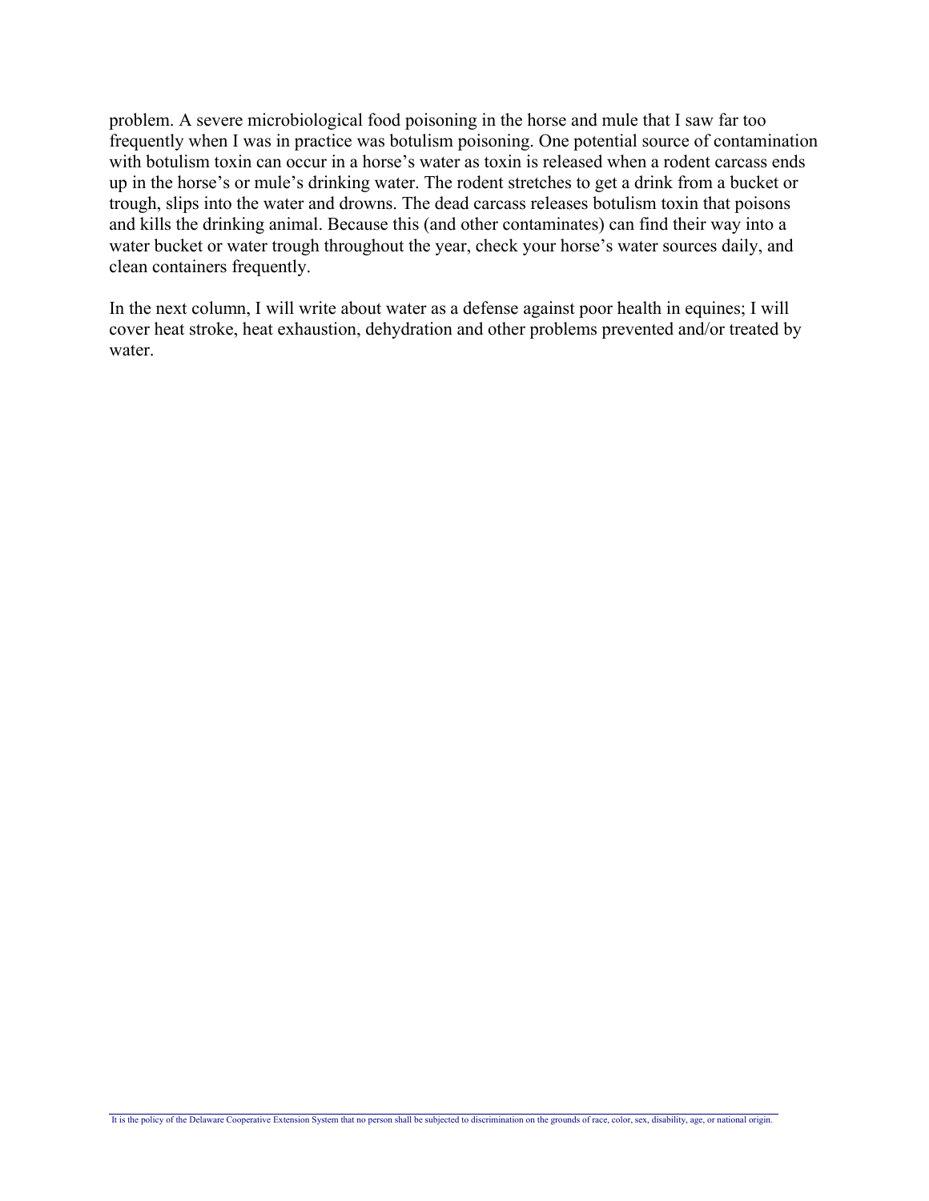problem. A severe microbiological food poisoning in the horse and mule that I saw far too frequently when I was in practice was botulism poisoning. One potential source of contamination with botulism toxin can occur in a horse's water as toxin is released when a rodent carcass ends up in the horse's or mule's drinking water. The rodent stretches to get a drink from a bucket or trough, slips into the water and drowns. The dead carcass releases botulism toxin that poisons and kills the drinking animal. Because this (and other contaminates) can find their way into a water bucket or water trough throughout the year, check your horse's water sources daily, and clean containers frequently.

In the next column, I will write about water as a defense against poor health in equines; I will cover heat stroke, heat exhaustion, dehydration and other problems prevented and/or treated by water.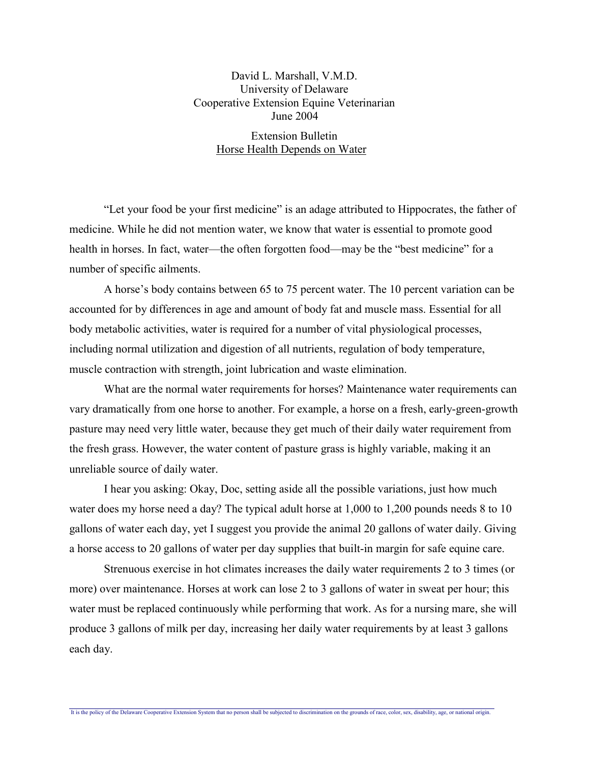David L. Marshall, V.M.D.
University of Delaware
Cooperative Extension Equine Veterinarian
June 2004

Extension Bulletin
Horse Health Depends on Water

"Let your food be your first medicine" is an adage attributed to Hippocrates, the father of medicine. While he did not mention water, we know that water is essential to promote good health in horses. In fact, water—the often forgotten food—may be the "best medicine" for a number of specific ailments.

A horse's body contains between 65 to 75 percent water. The 10 percent variation can be accounted for by differences in age and amount of body fat and muscle mass. Essential for all body metabolic activities, water is required for a number of vital physiological processes, including normal utilization and digestion of all nutrients, regulation of body temperature, muscle contraction with strength, joint lubrication and waste elimination.

What are the normal water requirements for horses? Maintenance water requirements can vary dramatically from one horse to another. For example, a horse on a fresh, early-green-growth pasture may need very little water, because they get much of their daily water requirement from the fresh grass. However, the water content of pasture grass is highly variable, making it an unreliable source of daily water.

I hear you asking: Okay, Doc, setting aside all the possible variations, just how much water does my horse need a day? The typical adult horse at 1,000 to 1,200 pounds needs 8 to 10 gallons of water each day, yet I suggest you provide the animal 20 gallons of water daily. Giving a horse access to 20 gallons of water per day supplies that built-in margin for safe equine care.

Strenuous exercise in hot climates increases the daily water requirements 2 to 3 times (or more) over maintenance. Horses at work can lose 2 to 3 gallons of water in sweat per hour; this water must be replaced continuously while performing that work. As for a nursing mare, she will produce 3 gallons of milk per day, increasing her daily water requirements by at least 3 gallons each day.

It is the policy of the Delaware Cooperative Extension System that no person shall be subjected to discrimination on the grounds of race, color, sex, disability, age, or national origin.